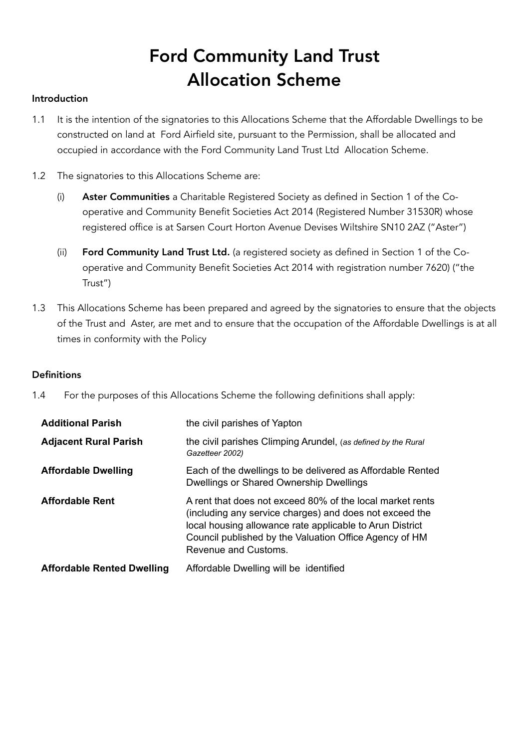# Ford Community Land Trust
# Allocation Scheme

### Introduction

1.1 It is the intention of the signatories to this Allocations Scheme that the Affordable Dwellings to be constructed on land at Ford Airfield site, pursuant to the Permission, shall be allocated and occupied in accordance with the Ford Community Land Trust Ltd Allocation Scheme.

1.2 The signatories to this Allocations Scheme are:

(i) **Aster Communities** a Charitable Registered Society as defined in Section 1 of the Co-operative and Community Benefit Societies Act 2014 (Registered Number 31530R) whose registered office is at Sarsen Court Horton Avenue Devises Wiltshire SN10 2AZ ("Aster")

(ii) **Ford Community Land Trust Ltd.** (a registered society as defined in Section 1 of the Co-operative and Community Benefit Societies Act 2014 with registration number 7620) ("the Trust")

1.3 This Allocations Scheme has been prepared and agreed by the signatories to ensure that the objects of the Trust and Aster, are met and to ensure that the occupation of the Affordable Dwellings is at all times in conformity with the Policy

### Definitions

1.4 For the purposes of this Allocations Scheme the following definitions shall apply:

| | |
|---|---|
| **Additional Parish** | the civil parishes of Yapton |
| **Adjacent Rural Parish** | the civil parishes Climping Arundel, (*as defined by the Rural Gazetteer 2002)* |
| **Affordable Dwelling** | Each of the dwellings to be delivered as Affordable Rented Dwellings or Shared Ownership Dwellings |
| **Affordable Rent** | A rent that does not exceed 80% of the local market rents (including any service charges) and does not exceed the local housing allowance rate applicable to Arun District Council published by the Valuation Office Agency of HM Revenue and Customs. |
| **Affordable Rented Dwelling** | Affordable Dwelling will be identified |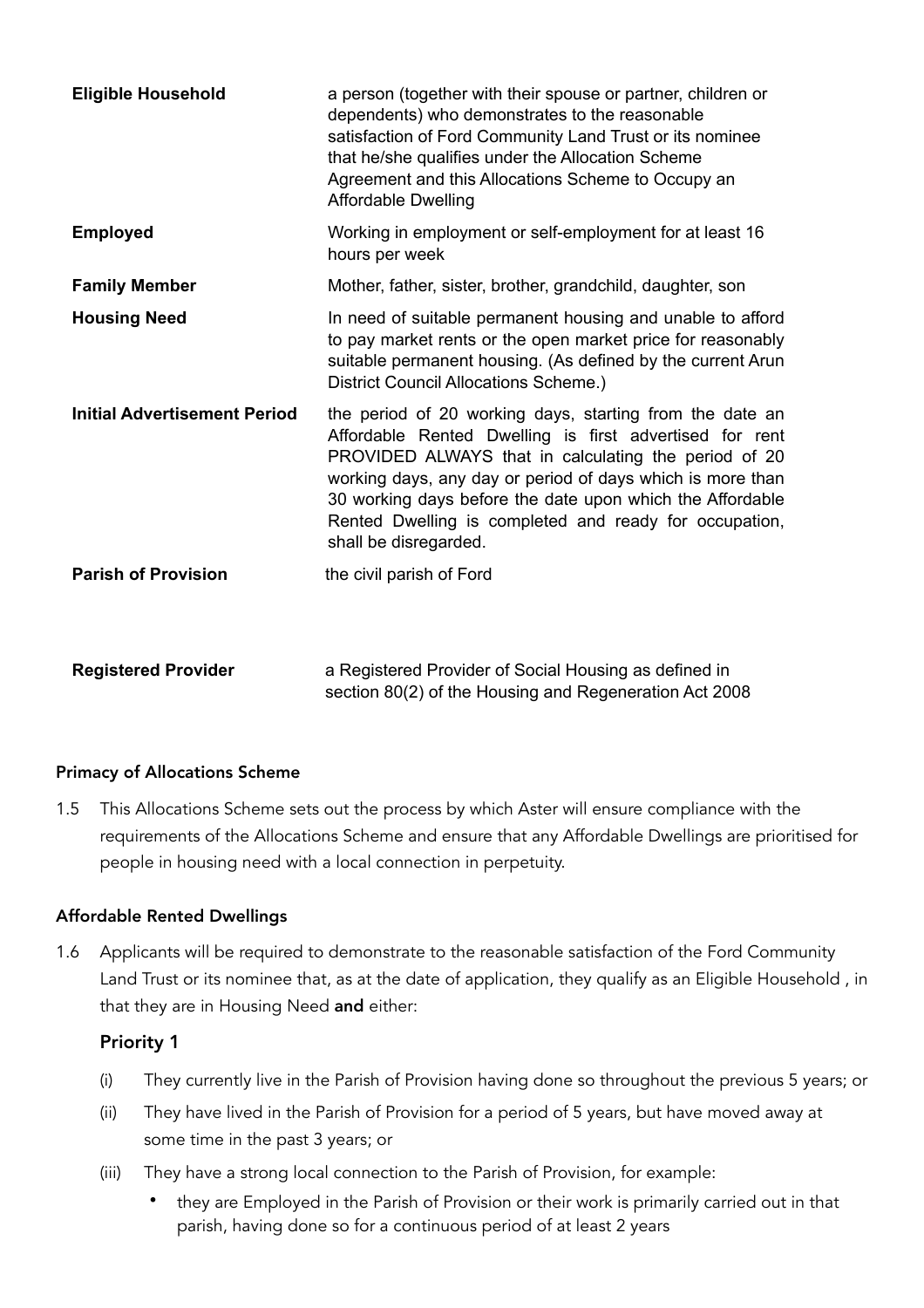| | |
|---|---|
| **Eligible Household** | a person (together with their spouse or partner, children or dependents) who demonstrates to the reasonable satisfaction of Ford Community Land Trust or its nominee that he/she qualifies under the Allocation Scheme Agreement and this Allocations Scheme to Occupy an Affordable Dwelling |
| **Employed** | Working in employment or self-employment for at least 16 hours per week |
| **Family Member** | Mother, father, sister, brother, grandchild, daughter, son |
| **Housing Need** | In need of suitable permanent housing and unable to afford to pay market rents or the open market price for reasonably suitable permanent housing. (As defined by the current Arun District Council Allocations Scheme.) |
| **Initial Advertisement Period** | the period of 20 working days, starting from the date an Affordable Rented Dwelling is first advertised for rent PROVIDED ALWAYS that in calculating the period of 20 working days, any day or period of days which is more than 30 working days before the date upon which the Affordable Rented Dwelling is completed and ready for occupation, shall be disregarded. |
| **Parish of Provision** | the civil parish of Ford |
| **Registered Provider** | a Registered Provider of Social Housing as defined in section 80(2) of the Housing and Regeneration Act 2008 |

### Primacy of Allocations Scheme

1.5 This Allocations Scheme sets out the process by which Aster will ensure compliance with the requirements of the Allocations Scheme and ensure that any Affordable Dwellings are prioritised for people in housing need with a local connection in perpetuity.

### Affordable Rented Dwellings

1.6 Applicants will be required to demonstrate to the reasonable satisfaction of the Ford Community Land Trust or its nominee that, as at the date of application, they qualify as an Eligible Household , in that they are in Housing Need **and** either:

#### Priority 1

(i) They currently live in the Parish of Provision having done so throughout the previous 5 years; or

(ii) They have lived in the Parish of Provision for a period of 5 years, but have moved away at some time in the past 3 years; or

(iii) They have a strong local connection to the Parish of Provision, for example:

- they are Employed in the Parish of Provision or their work is primarily carried out in that parish, having done so for a continuous period of at least 2 years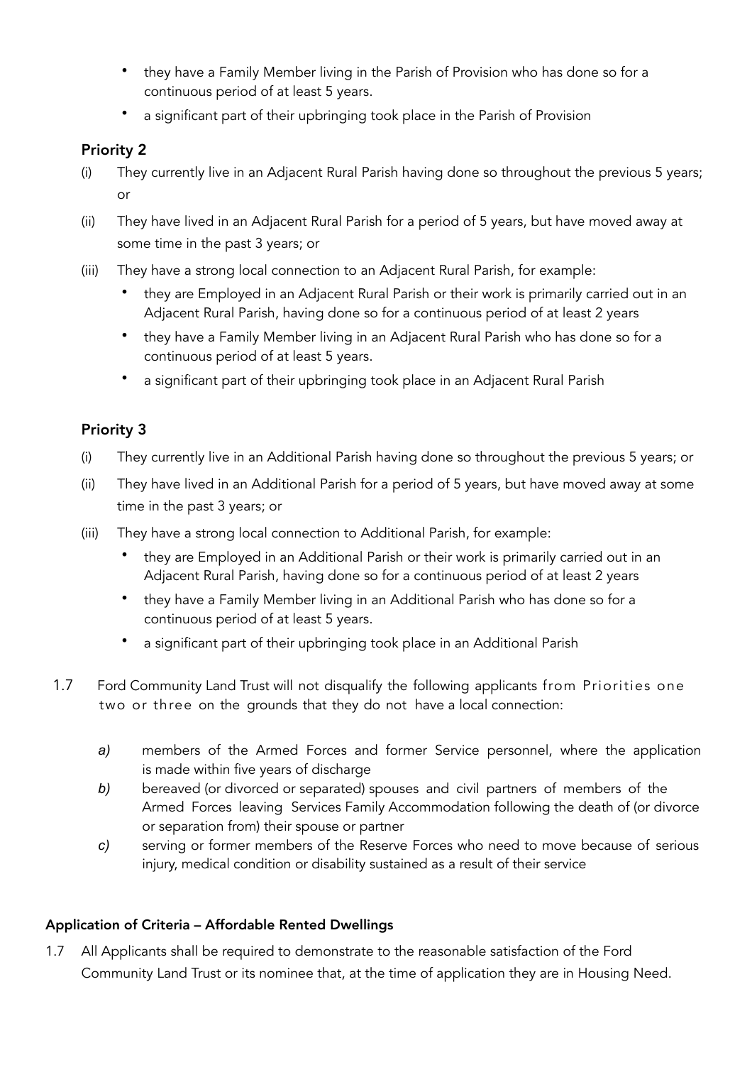- they have a Family Member living in the Parish of Provision who has done so for a continuous period of at least 5 years.
- a significant part of their upbringing took place in the Parish of Provision

### Priority 2

(i) They currently live in an Adjacent Rural Parish having done so throughout the previous 5 years; or

(ii) They have lived in an Adjacent Rural Parish for a period of 5 years, but have moved away at some time in the past 3 years; or

(iii) They have a strong local connection to an Adjacent Rural Parish, for example:

- they are Employed in an Adjacent Rural Parish or their work is primarily carried out in an Adjacent Rural Parish, having done so for a continuous period of at least 2 years
- they have a Family Member living in an Adjacent Rural Parish who has done so for a continuous period of at least 5 years.
- a significant part of their upbringing took place in an Adjacent Rural Parish

### Priority 3

(i) They currently live in an Additional Parish having done so throughout the previous 5 years; or

(ii) They have lived in an Additional Parish for a period of 5 years, but have moved away at some time in the past 3 years; or

(iii) They have a strong local connection to Additional Parish, for example:

- they are Employed in an Additional Parish or their work is primarily carried out in an Adjacent Rural Parish, having done so for a continuous period of at least 2 years
- they have a Family Member living in an Additional Parish who has done so for a continuous period of at least 5 years.
- a significant part of their upbringing took place in an Additional Parish

1.7 Ford Community Land Trust will not disqualify the following applicants from Priorities one two or three on the grounds that they do not have a local connection:

*a)* members of the Armed Forces and former Service personnel, where the application is made within five years of discharge

*b)* bereaved (or divorced or separated) spouses and civil partners of members of the Armed Forces leaving Services Family Accommodation following the death of (or divorce or separation from) their spouse or partner

*c)* serving or former members of the Reserve Forces who need to move because of serious injury, medical condition or disability sustained as a result of their service

**Application of Criteria – Affordable Rented Dwellings**

1.7 All Applicants shall be required to demonstrate to the reasonable satisfaction of the Ford Community Land Trust or its nominee that, at the time of application they are in Housing Need.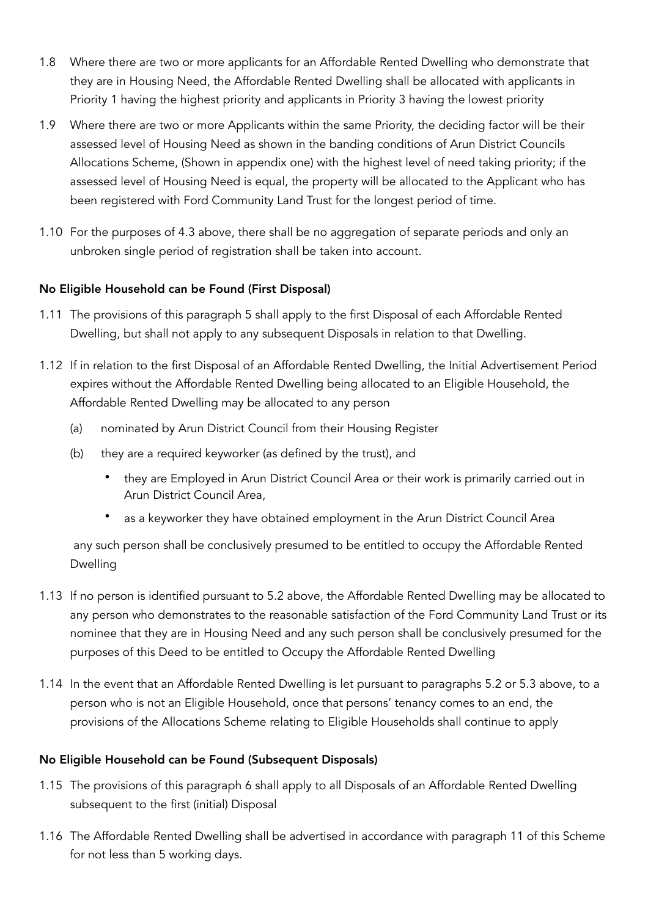1.8 Where there are two or more applicants for an Affordable Rented Dwelling who demonstrate that they are in Housing Need, the Affordable Rented Dwelling shall be allocated with applicants in Priority 1 having the highest priority and applicants in Priority 3 having the lowest priority

1.9 Where there are two or more Applicants within the same Priority, the deciding factor will be their assessed level of Housing Need as shown in the banding conditions of Arun District Councils Allocations Scheme, (Shown in appendix one) with the highest level of need taking priority; if the assessed level of Housing Need is equal, the property will be allocated to the Applicant who has been registered with Ford Community Land Trust for the longest period of time.

1.10 For the purposes of 4.3 above, there shall be no aggregation of separate periods and only an unbroken single period of registration shall be taken into account.

**No Eligible Household can be Found (First Disposal)**

1.11 The provisions of this paragraph 5 shall apply to the first Disposal of each Affordable Rented Dwelling, but shall not apply to any subsequent Disposals in relation to that Dwelling.

1.12 If in relation to the first Disposal of an Affordable Rented Dwelling, the Initial Advertisement Period expires without the Affordable Rented Dwelling being allocated to an Eligible Household, the Affordable Rented Dwelling may be allocated to any person

(a) nominated by Arun District Council from their Housing Register

(b) they are a required keyworker (as defined by the trust), and

- they are Employed in Arun District Council Area or their work is primarily carried out in Arun District Council Area,
- as a keyworker they have obtained employment in the Arun District Council Area

any such person shall be conclusively presumed to be entitled to occupy the Affordable Rented Dwelling

1.13 If no person is identified pursuant to 5.2 above, the Affordable Rented Dwelling may be allocated to any person who demonstrates to the reasonable satisfaction of the Ford Community Land Trust or its nominee that they are in Housing Need and any such person shall be conclusively presumed for the purposes of this Deed to be entitled to Occupy the Affordable Rented Dwelling

1.14 In the event that an Affordable Rented Dwelling is let pursuant to paragraphs 5.2 or 5.3 above, to a person who is not an Eligible Household, once that persons' tenancy comes to an end, the provisions of the Allocations Scheme relating to Eligible Households shall continue to apply

**No Eligible Household can be Found (Subsequent Disposals)**

1.15 The provisions of this paragraph 6 shall apply to all Disposals of an Affordable Rented Dwelling subsequent to the first (initial) Disposal

1.16 The Affordable Rented Dwelling shall be advertised in accordance with paragraph 11 of this Scheme for not less than 5 working days.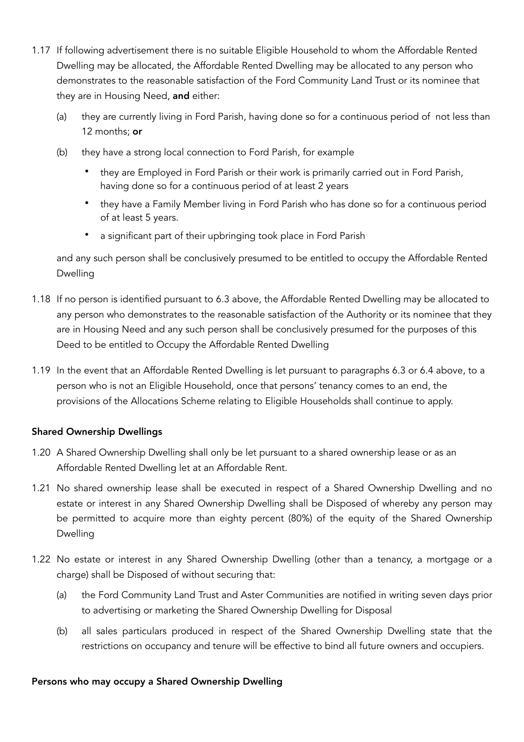1.17 If following advertisement there is no suitable Eligible Household to whom the Affordable Rented Dwelling may be allocated, the Affordable Rented Dwelling may be allocated to any person who demonstrates to the reasonable satisfaction of the Ford Community Land Trust or its nominee that they are in Housing Need, **and** either:

  (a) they are currently living in Ford Parish, having done so for a continuous period of not less than 12 months; **or**

  (b) they have a strong local connection to Ford Parish, for example

  - they are Employed in Ford Parish or their work is primarily carried out in Ford Parish, having done so for a continuous period of at least 2 years
  - they have a Family Member living in Ford Parish who has done so for a continuous period of at least 5 years.
  - a significant part of their upbringing took place in Ford Parish

  and any such person shall be conclusively presumed to be entitled to occupy the Affordable Rented Dwelling

1.18 If no person is identified pursuant to 6.3 above, the Affordable Rented Dwelling may be allocated to any person who demonstrates to the reasonable satisfaction of the Authority or its nominee that they are in Housing Need and any such person shall be conclusively presumed for the purposes of this Deed to be entitled to Occupy the Affordable Rented Dwelling

1.19 In the event that an Affordable Rented Dwelling is let pursuant to paragraphs 6.3 or 6.4 above, to a person who is not an Eligible Household, once that persons' tenancy comes to an end, the provisions of the Allocations Scheme relating to Eligible Households shall continue to apply.

**Shared Ownership Dwellings**

1.20 A Shared Ownership Dwelling shall only be let pursuant to a shared ownership lease or as an Affordable Rented Dwelling let at an Affordable Rent.

1.21 No shared ownership lease shall be executed in respect of a Shared Ownership Dwelling and no estate or interest in any Shared Ownership Dwelling shall be Disposed of whereby any person may be permitted to acquire more than eighty percent (80%) of the equity of the Shared Ownership Dwelling

1.22 No estate or interest in any Shared Ownership Dwelling (other than a tenancy, a mortgage or a charge) shall be Disposed of without securing that:

  (a) the Ford Community Land Trust and Aster Communities are notified in writing seven days prior to advertising or marketing the Shared Ownership Dwelling for Disposal

  (b) all sales particulars produced in respect of the Shared Ownership Dwelling state that the restrictions on occupancy and tenure will be effective to bind all future owners and occupiers.

**Persons who may occupy a Shared Ownership Dwelling**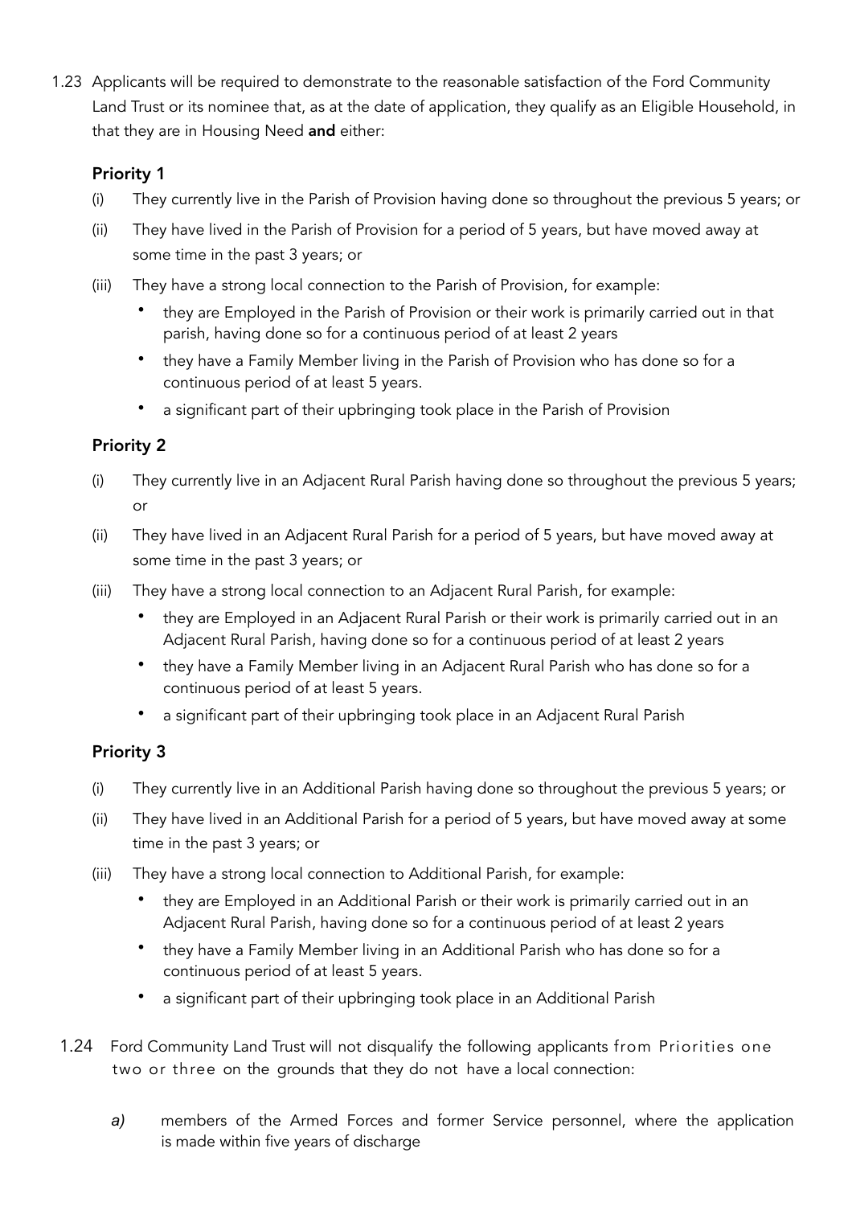1.23 Applicants will be required to demonstrate to the reasonable satisfaction of the Ford Community Land Trust or its nominee that, as at the date of application, they qualify as an Eligible Household, in that they are in Housing Need **and** either:

**Priority 1**

(i) They currently live in the Parish of Provision having done so throughout the previous 5 years; or

(ii) They have lived in the Parish of Provision for a period of 5 years, but have moved away at some time in the past 3 years; or

(iii) They have a strong local connection to the Parish of Provision, for example:

- they are Employed in the Parish of Provision or their work is primarily carried out in that parish, having done so for a continuous period of at least 2 years
- they have a Family Member living in the Parish of Provision who has done so for a continuous period of at least 5 years.
- a significant part of their upbringing took place in the Parish of Provision

**Priority 2**

(i) They currently live in an Adjacent Rural Parish having done so throughout the previous 5 years; or

(ii) They have lived in an Adjacent Rural Parish for a period of 5 years, but have moved away at some time in the past 3 years; or

(iii) They have a strong local connection to an Adjacent Rural Parish, for example:

- they are Employed in an Adjacent Rural Parish or their work is primarily carried out in an Adjacent Rural Parish, having done so for a continuous period of at least 2 years
- they have a Family Member living in an Adjacent Rural Parish who has done so for a continuous period of at least 5 years.
- a significant part of their upbringing took place in an Adjacent Rural Parish

**Priority 3**

(i) They currently live in an Additional Parish having done so throughout the previous 5 years; or

(ii) They have lived in an Additional Parish for a period of 5 years, but have moved away at some time in the past 3 years; or

(iii) They have a strong local connection to Additional Parish, for example:

- they are Employed in an Additional Parish or their work is primarily carried out in an Adjacent Rural Parish, having done so for a continuous period of at least 2 years
- they have a Family Member living in an Additional Parish who has done so for a continuous period of at least 5 years.
- a significant part of their upbringing took place in an Additional Parish

1.24 Ford Community Land Trust will not disqualify the following applicants from Priorities one two or three on the grounds that they do not have a local connection:

*a)* members of the Armed Forces and former Service personnel, where the application is made within five years of discharge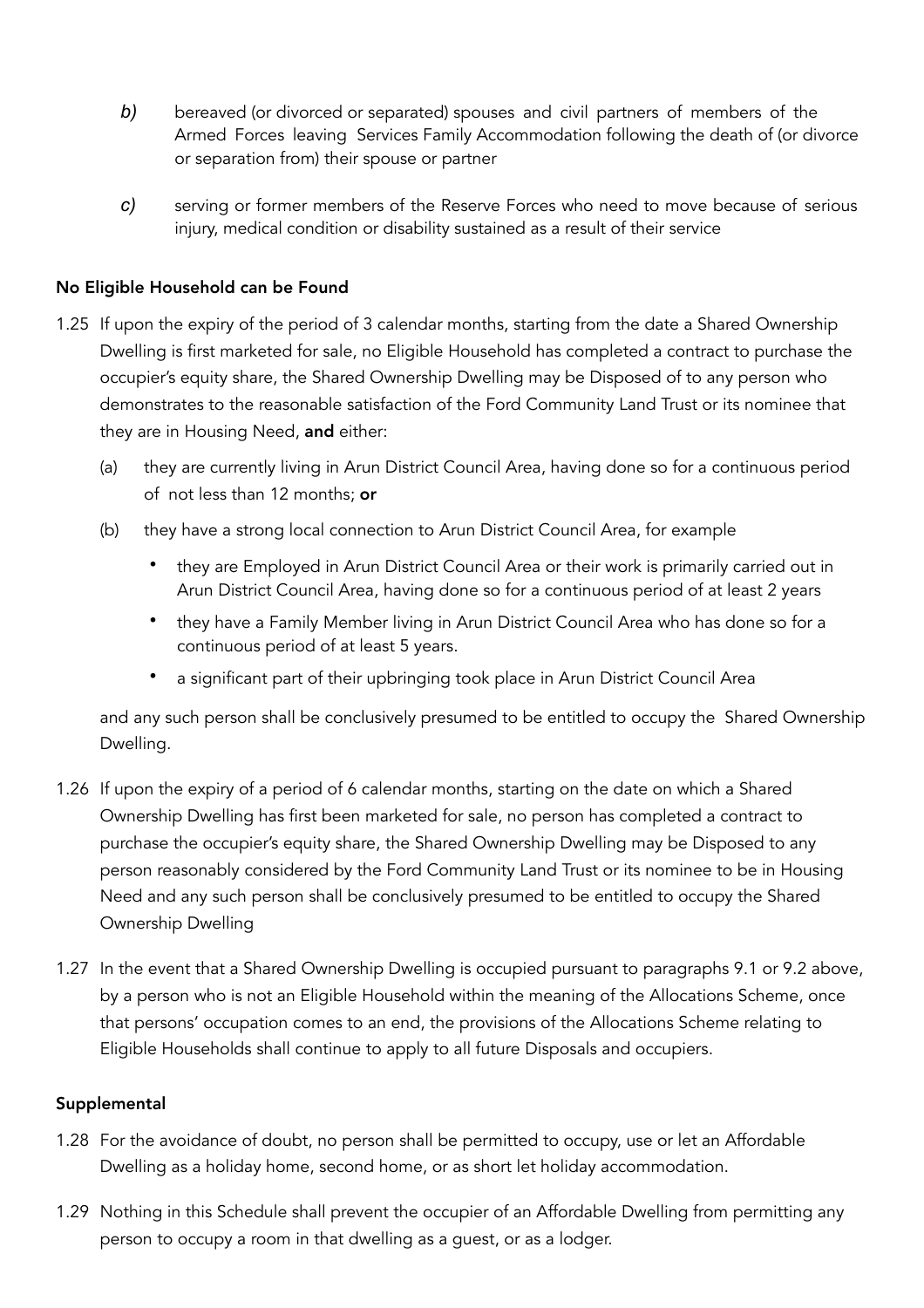*b)* bereaved (or divorced or separated) spouses and civil partners of members of the Armed Forces leaving Services Family Accommodation following the death of (or divorce or separation from) their spouse or partner

*c)* serving or former members of the Reserve Forces who need to move because of serious injury, medical condition or disability sustained as a result of their service

**No Eligible Household can be Found**

1.25 If upon the expiry of the period of 3 calendar months, starting from the date a Shared Ownership Dwelling is first marketed for sale, no Eligible Household has completed a contract to purchase the occupier's equity share, the Shared Ownership Dwelling may be Disposed of to any person who demonstrates to the reasonable satisfaction of the Ford Community Land Trust or its nominee that they are in Housing Need, **and** either:

(a) they are currently living in Arun District Council Area, having done so for a continuous period of not less than 12 months; **or**

(b) they have a strong local connection to Arun District Council Area, for example

- they are Employed in Arun District Council Area or their work is primarily carried out in Arun District Council Area, having done so for a continuous period of at least 2 years
- they have a Family Member living in Arun District Council Area who has done so for a continuous period of at least 5 years.
- a significant part of their upbringing took place in Arun District Council Area

and any such person shall be conclusively presumed to be entitled to occupy the Shared Ownership Dwelling.

1.26 If upon the expiry of a period of 6 calendar months, starting on the date on which a Shared Ownership Dwelling has first been marketed for sale, no person has completed a contract to purchase the occupier's equity share, the Shared Ownership Dwelling may be Disposed to any person reasonably considered by the Ford Community Land Trust or its nominee to be in Housing Need and any such person shall be conclusively presumed to be entitled to occupy the Shared Ownership Dwelling

1.27 In the event that a Shared Ownership Dwelling is occupied pursuant to paragraphs 9.1 or 9.2 above, by a person who is not an Eligible Household within the meaning of the Allocations Scheme, once that persons' occupation comes to an end, the provisions of the Allocations Scheme relating to Eligible Households shall continue to apply to all future Disposals and occupiers.

**Supplemental**

1.28 For the avoidance of doubt, no person shall be permitted to occupy, use or let an Affordable Dwelling as a holiday home, second home, or as short let holiday accommodation.

1.29 Nothing in this Schedule shall prevent the occupier of an Affordable Dwelling from permitting any person to occupy a room in that dwelling as a guest, or as a lodger.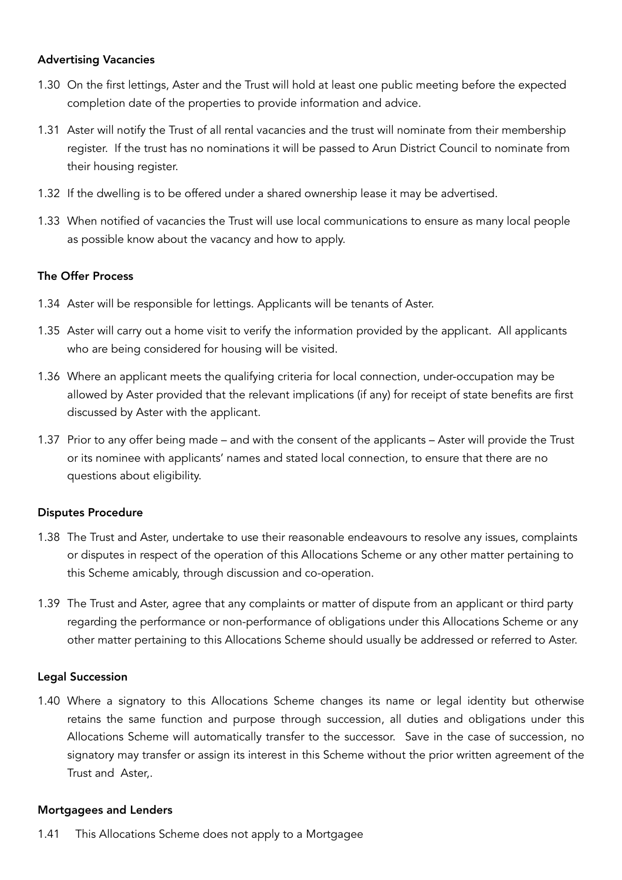**Advertising Vacancies**

1.30 On the first lettings, Aster and the Trust will hold at least one public meeting before the expected completion date of the properties to provide information and advice.

1.31 Aster will notify the Trust of all rental vacancies and the trust will nominate from their membership register. If the trust has no nominations it will be passed to Arun District Council to nominate from their housing register.

1.32 If the dwelling is to be offered under a shared ownership lease it may be advertised.

1.33 When notified of vacancies the Trust will use local communications to ensure as many local people as possible know about the vacancy and how to apply.

**The Offer Process**

1.34 Aster will be responsible for lettings. Applicants will be tenants of Aster.

1.35 Aster will carry out a home visit to verify the information provided by the applicant. All applicants who are being considered for housing will be visited.

1.36 Where an applicant meets the qualifying criteria for local connection, under-occupation may be allowed by Aster provided that the relevant implications (if any) for receipt of state benefits are first discussed by Aster with the applicant.

1.37 Prior to any offer being made – and with the consent of the applicants – Aster will provide the Trust or its nominee with applicants' names and stated local connection, to ensure that there are no questions about eligibility.

**Disputes Procedure**

1.38 The Trust and Aster, undertake to use their reasonable endeavours to resolve any issues, complaints or disputes in respect of the operation of this Allocations Scheme or any other matter pertaining to this Scheme amicably, through discussion and co-operation.

1.39 The Trust and Aster, agree that any complaints or matter of dispute from an applicant or third party regarding the performance or non-performance of obligations under this Allocations Scheme or any other matter pertaining to this Allocations Scheme should usually be addressed or referred to Aster.

**Legal Succession**

1.40 Where a signatory to this Allocations Scheme changes its name or legal identity but otherwise retains the same function and purpose through succession, all duties and obligations under this Allocations Scheme will automatically transfer to the successor. Save in the case of succession, no signatory may transfer or assign its interest in this Scheme without the prior written agreement of the Trust and Aster,.

**Mortgagees and Lenders**

1.41 This Allocations Scheme does not apply to a Mortgagee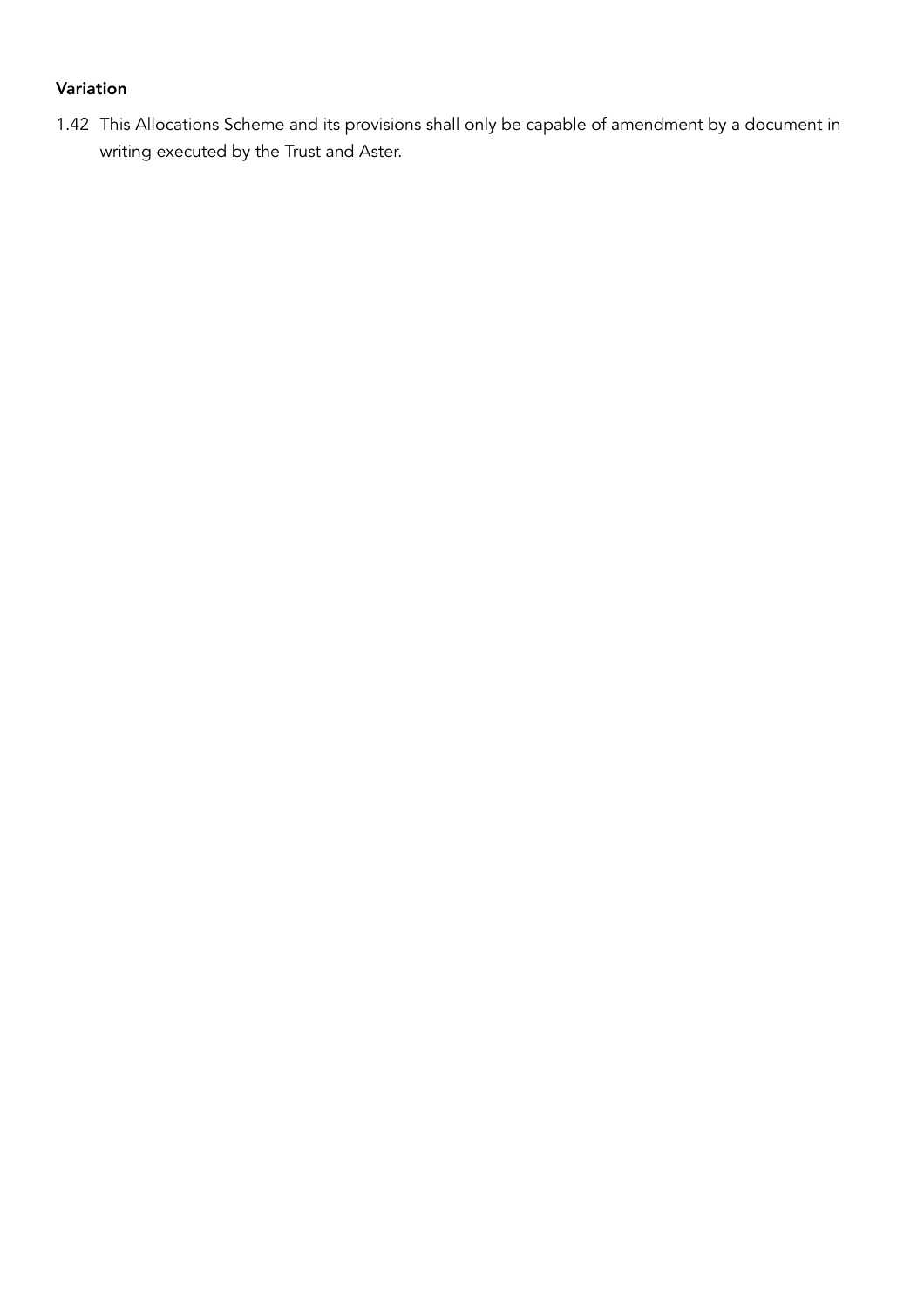### Variation

1.42 This Allocations Scheme and its provisions shall only be capable of amendment by a document in writing executed by the Trust and Aster.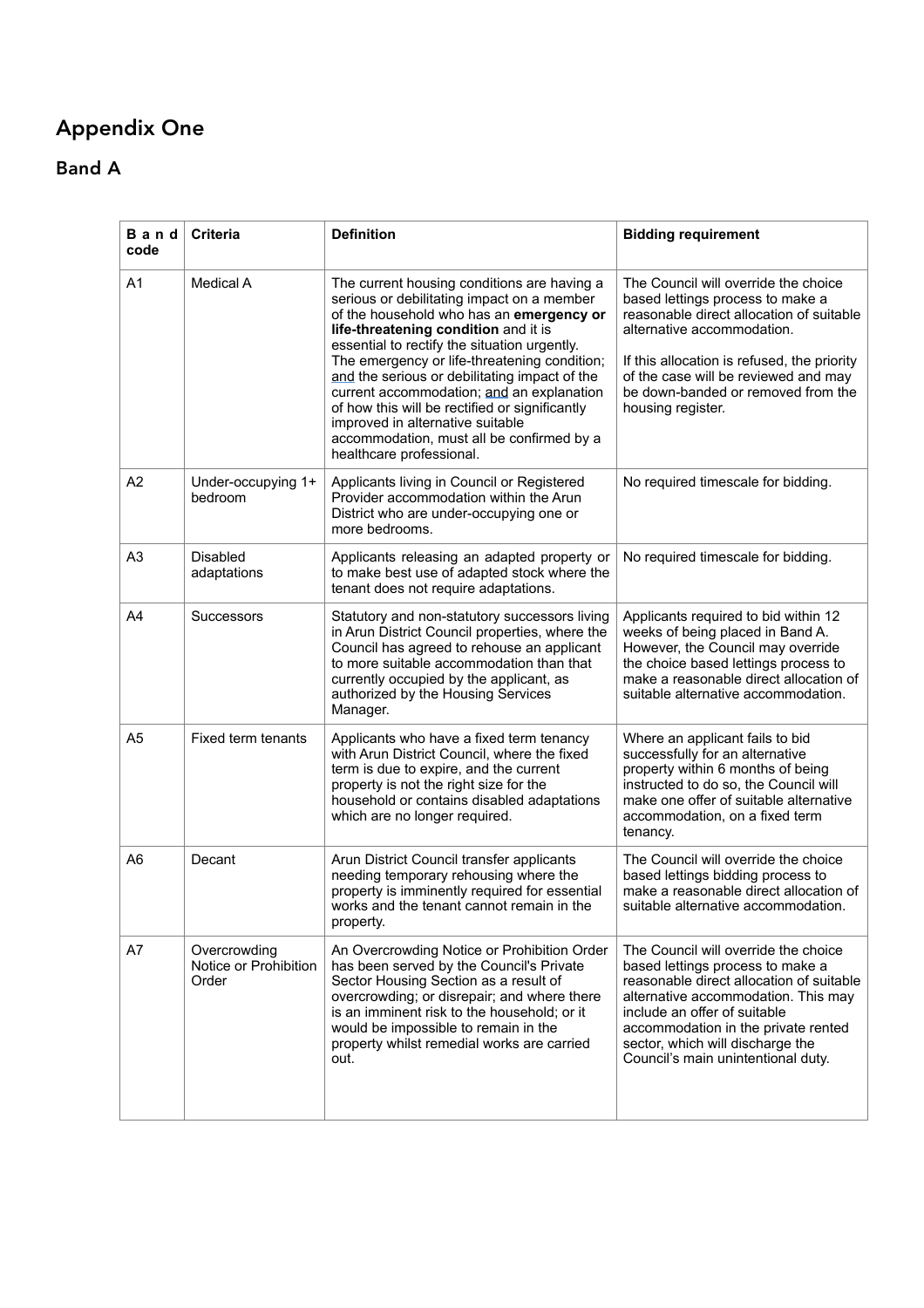# Appendix One

## Band A

| Band code | Criteria | Definition | Bidding requirement |
|---|---|---|---|
| A1 | Medical A | The current housing conditions are having a serious or debilitating impact on a member of the household who has an **emergency or life-threatening condition** and it is essential to rectify the situation urgently. The emergency or life-threatening condition; and the serious or debilitating impact of the current accommodation; and an explanation of how this will be rectified or significantly improved in alternative suitable accommodation, must all be confirmed by a healthcare professional. | The Council will override the choice based lettings process to make a reasonable direct allocation of suitable alternative accommodation.<br><br>If this allocation is refused, the priority of the case will be reviewed and may be down-banded or removed from the housing register. |
| A2 | Under-occupying 1+ bedroom | Applicants living in Council or Registered Provider accommodation within the Arun District who are under-occupying one or more bedrooms. | No required timescale for bidding. |
| A3 | Disabled adaptations | Applicants releasing an adapted property or to make best use of adapted stock where the tenant does not require adaptations. | No required timescale for bidding. |
| A4 | Successors | Statutory and non-statutory successors living in Arun District Council properties, where the Council has agreed to rehouse an applicant to more suitable accommodation than that currently occupied by the applicant, as authorized by the Housing Services Manager. | Applicants required to bid within 12 weeks of being placed in Band A. However, the Council may override the choice based lettings process to make a reasonable direct allocation of suitable alternative accommodation. |
| A5 | Fixed term tenants | Applicants who have a fixed term tenancy with Arun District Council, where the fixed term is due to expire, and the current property is not the right size for the household or contains disabled adaptations which are no longer required. | Where an applicant fails to bid successfully for an alternative property within 6 months of being instructed to do so, the Council will make one offer of suitable alternative accommodation, on a fixed term tenancy. |
| A6 | Decant | Arun District Council transfer applicants needing temporary rehousing where the property is imminently required for essential works and the tenant cannot remain in the property. | The Council will override the choice based lettings bidding process to make a reasonable direct allocation of suitable alternative accommodation. |
| A7 | Overcrowding Notice or Prohibition Order | An Overcrowding Notice or Prohibition Order has been served by the Council's Private Sector Housing Section as a result of overcrowding; or disrepair; and where there is an imminent risk to the household; or it would be impossible to remain in the property whilst remedial works are carried out. | The Council will override the choice based lettings process to make a reasonable direct allocation of suitable alternative accommodation. This may include an offer of suitable accommodation in the private rented sector, which will discharge the Council's main unintentional duty. |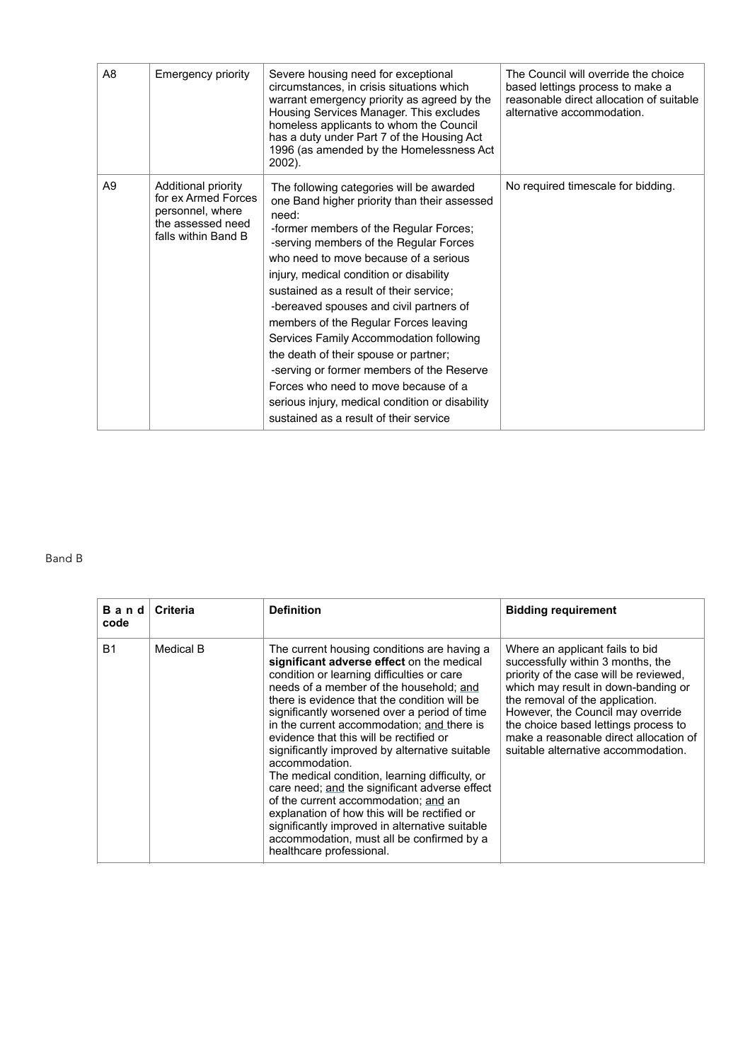| | | | |
|---|---|---|---|
| A8 | Emergency priority | Severe housing need for exceptional circumstances, in crisis situations which warrant emergency priority as agreed by the Housing Services Manager. This excludes homeless applicants to whom the Council has a duty under Part 7 of the Housing Act 1996 (as amended by the Homelessness Act 2002). | The Council will override the choice based lettings process to make a reasonable direct allocation of suitable alternative accommodation. |
| A9 | Additional priority for ex Armed Forces personnel, where the assessed need falls within Band B | The following categories will be awarded one Band higher priority than their assessed need:<br>-former members of the Regular Forces;<br>-serving members of the Regular Forces who need to move because of a serious injury, medical condition or disability sustained as a result of their service;<br>-bereaved spouses and civil partners of members of the Regular Forces leaving Services Family Accommodation following the death of their spouse or partner;<br>-serving or former members of the Reserve Forces who need to move because of a serious injury, medical condition or disability sustained as a result of their service | No required timescale for bidding. |

Band B

| Band code | Criteria | Definition | Bidding requirement |
|---|---|---|---|
| B1 | Medical B | The current housing conditions are having a **significant adverse effect** on the medical condition or learning difficulties or care needs of a member of the household; <u>and</u> there is evidence that the condition will be significantly worsened over a period of time in the current accommodation; <u>and</u> there is evidence that this will be rectified or significantly improved by alternative suitable accommodation.<br>The medical condition, learning difficulty, or care need; <u>and</u> the significant adverse effect of the current accommodation; <u>and</u> an explanation of how this will be rectified or significantly improved in alternative suitable accommodation, must all be confirmed by a healthcare professional. | Where an applicant fails to bid successfully within 3 months, the priority of the case will be reviewed, which may result in down-banding or the removal of the application. However, the Council may override the choice based lettings process to make a reasonable direct allocation of suitable alternative accommodation. |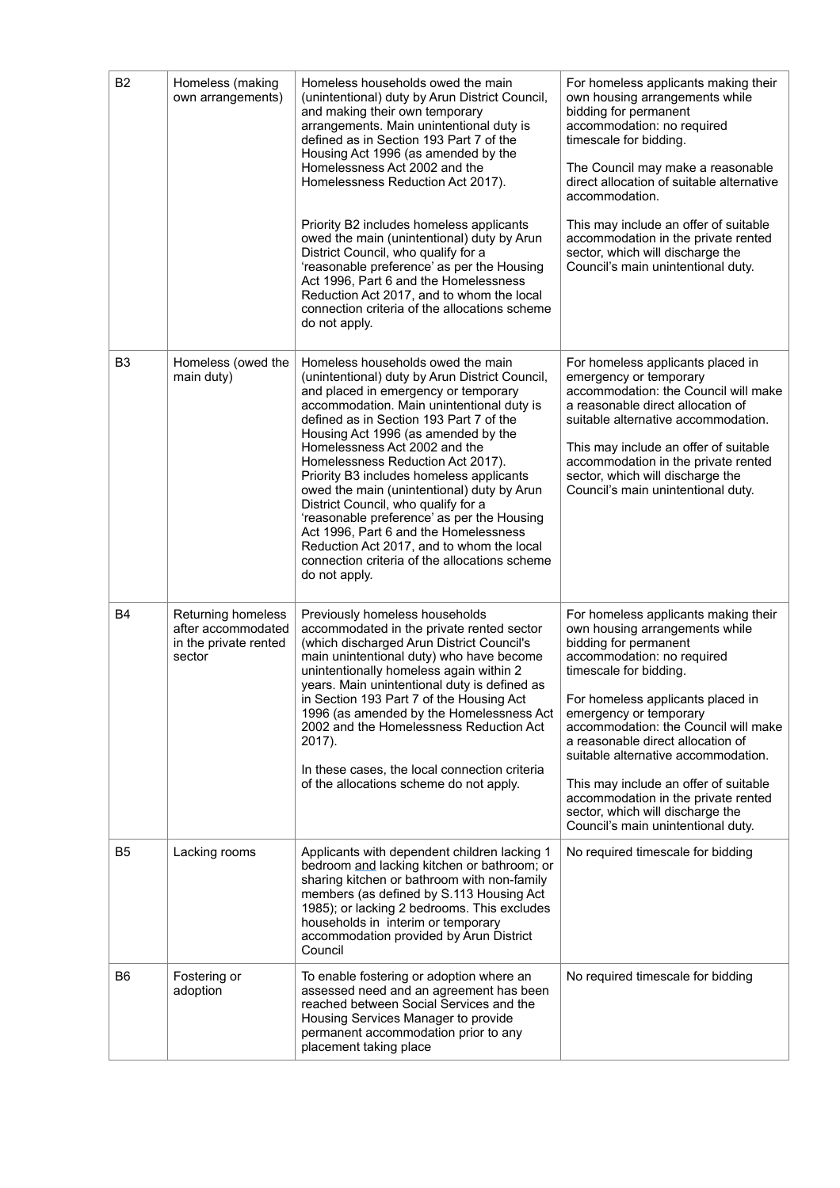| | | | |
|---|---|---|---|
| B2 | Homeless (making own arrangements) | Homeless households owed the main (unintentional) duty by Arun District Council, and making their own temporary arrangements. Main unintentional duty is defined as in Section 193 Part 7 of the Housing Act 1996 (as amended by the Homelessness Act 2002 and the Homelessness Reduction Act 2017).<br><br>Priority B2 includes homeless applicants owed the main (unintentional) duty by Arun District Council, who qualify for a 'reasonable preference' as per the Housing Act 1996, Part 6 and the Homelessness Reduction Act 2017, and to whom the local connection criteria of the allocations scheme do not apply. | For homeless applicants making their own housing arrangements while bidding for permanent accommodation: no required timescale for bidding.<br><br>The Council may make a reasonable direct allocation of suitable alternative accommodation.<br><br>This may include an offer of suitable accommodation in the private rented sector, which will discharge the Council's main unintentional duty. |
| B3 | Homeless (owed the main duty) | Homeless households owed the main (unintentional) duty by Arun District Council, and placed in emergency or temporary accommodation. Main unintentional duty is defined as in Section 193 Part 7 of the Housing Act 1996 (as amended by the Homelessness Act 2002 and the Homelessness Reduction Act 2017). Priority B3 includes homeless applicants owed the main (unintentional) duty by Arun District Council, who qualify for a 'reasonable preference' as per the Housing Act 1996, Part 6 and the Homelessness Reduction Act 2017, and to whom the local connection criteria of the allocations scheme do not apply. | For homeless applicants placed in emergency or temporary accommodation: the Council will make a reasonable direct allocation of suitable alternative accommodation.<br><br>This may include an offer of suitable accommodation in the private rented sector, which will discharge the Council's main unintentional duty. |
| B4 | Returning homeless after accommodated in the private rented sector | Previously homeless households accommodated in the private rented sector (which discharged Arun District Council's main unintentional duty) who have become unintentionally homeless again within 2 years. Main unintentional duty is defined as in Section 193 Part 7 of the Housing Act 1996 (as amended by the Homelessness Act 2002 and the Homelessness Reduction Act 2017).<br><br>In these cases, the local connection criteria of the allocations scheme do not apply. | For homeless applicants making their own housing arrangements while bidding for permanent accommodation: no required timescale for bidding.<br><br>For homeless applicants placed in emergency or temporary accommodation: the Council will make a reasonable direct allocation of suitable alternative accommodation.<br><br>This may include an offer of suitable accommodation in the private rented sector, which will discharge the Council's main unintentional duty. |
| B5 | Lacking rooms | Applicants with dependent children lacking 1 bedroom <u>and</u> lacking kitchen or bathroom; or sharing kitchen or bathroom with non-family members (as defined by S.113 Housing Act 1985); or lacking 2 bedrooms. This excludes households in interim or temporary accommodation provided by Arun District Council | No required timescale for bidding |
| B6 | Fostering or adoption | To enable fostering or adoption where an assessed need and an agreement has been reached between Social Services and the Housing Services Manager to provide permanent accommodation prior to any placement taking place | No required timescale for bidding |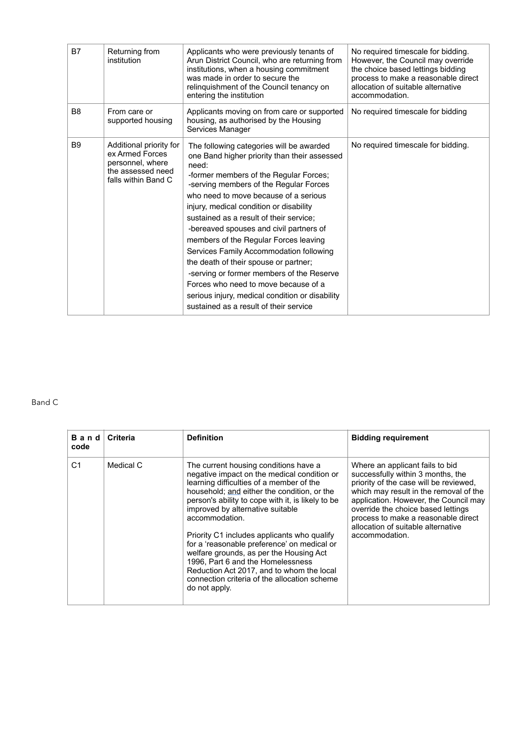| B7 | Returning from institution | Applicants who were previously tenants of Arun District Council, who are returning from institutions, when a housing commitment was made in order to secure the relinquishment of the Council tenancy on entering the institution | No required timescale for bidding. However, the Council may override the choice based lettings bidding process to make a reasonable direct allocation of suitable alternative accommodation. |
|---|---|---|---|
| B8 | From care or supported housing | Applicants moving on from care or supported housing, as authorised by the Housing Services Manager | No required timescale for bidding |
| B9 | Additional priority for ex Armed Forces personnel, where the assessed need falls within Band C | The following categories will be awarded one Band higher priority than their assessed need:<br>-former members of the Regular Forces;<br>-serving members of the Regular Forces who need to move because of a serious injury, medical condition or disability sustained as a result of their service;<br>-bereaved spouses and civil partners of members of the Regular Forces leaving Services Family Accommodation following the death of their spouse or partner;<br>-serving or former members of the Reserve Forces who need to move because of a serious injury, medical condition or disability sustained as a result of their service | No required timescale for bidding. |

Band C

| Band code | Criteria | Definition | Bidding requirement |
|---|---|---|---|
| C1 | Medical C | The current housing conditions have a negative impact on the medical condition or learning difficulties of a member of the household; and either the condition, or the person's ability to cope with it, is likely to be improved by alternative suitable accommodation.<br><br>Priority C1 includes applicants who qualify for a 'reasonable preference' on medical or welfare grounds, as per the Housing Act 1996, Part 6 and the Homelessness Reduction Act 2017, and to whom the local connection criteria of the allocation scheme do not apply. | Where an applicant fails to bid successfully within 3 months, the priority of the case will be reviewed, which may result in the removal of the application. However, the Council may override the choice based lettings process to make a reasonable direct allocation of suitable alternative accommodation. |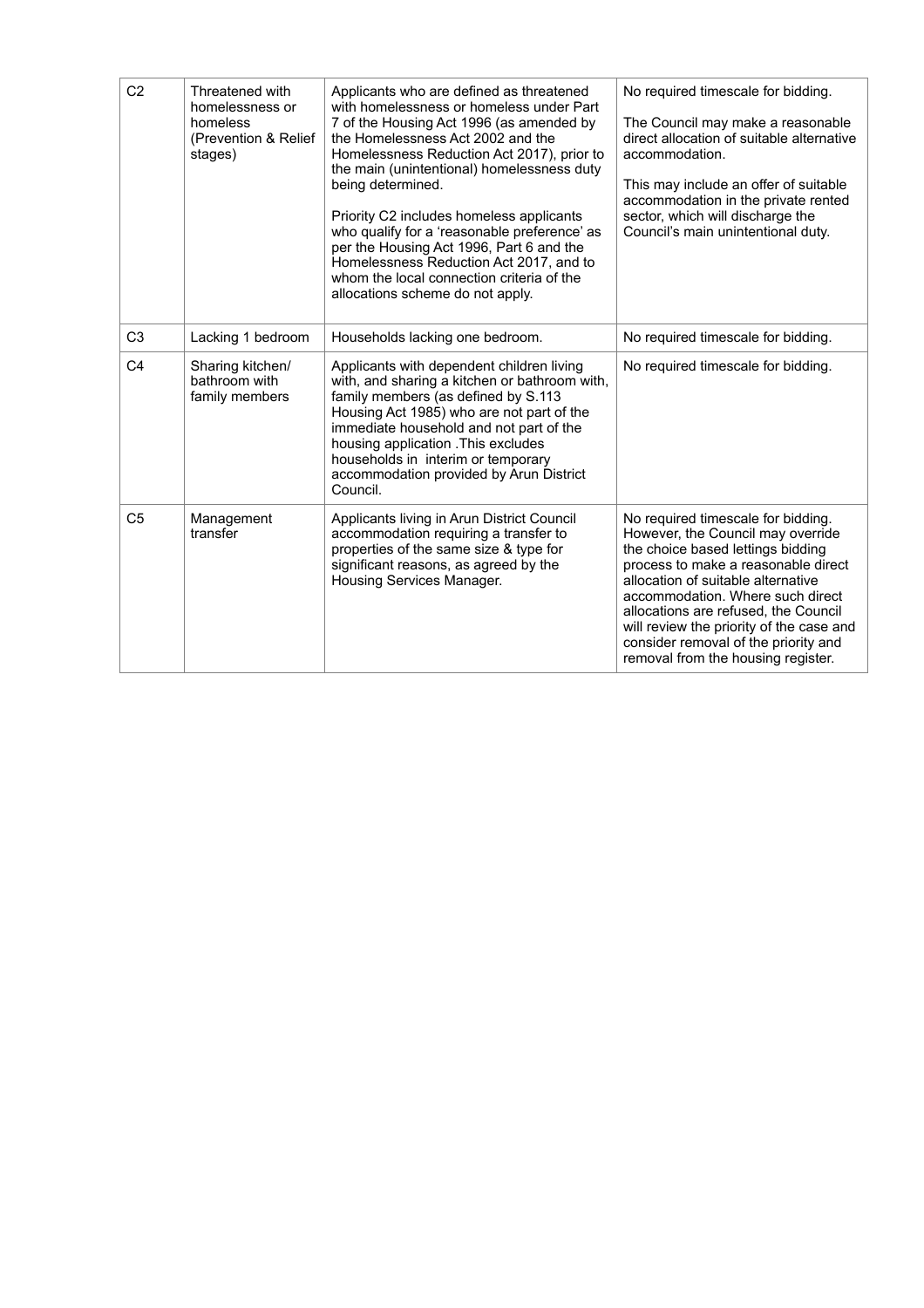| C2 | Threatened with homelessness or homeless (Prevention & Relief stages) | Applicants who are defined as threatened with homelessness or homeless under Part 7 of the Housing Act 1996 (as amended by the Homelessness Act 2002 and the Homelessness Reduction Act 2017), prior to the main (unintentional) homelessness duty being determined.<br><br>Priority C2 includes homeless applicants who qualify for a 'reasonable preference' as per the Housing Act 1996, Part 6 and the Homelessness Reduction Act 2017, and to whom the local connection criteria of the allocations scheme do not apply. | No required timescale for bidding.<br><br>The Council may make a reasonable direct allocation of suitable alternative accommodation.<br><br>This may include an offer of suitable accommodation in the private rented sector, which will discharge the Council's main unintentional duty. |
|---|---|---|---|
| C3 | Lacking 1 bedroom | Households lacking one bedroom. | No required timescale for bidding. |
| C4 | Sharing kitchen/ bathroom with family members | Applicants with dependent children living with, and sharing a kitchen or bathroom with, family members (as defined by S.113 Housing Act 1985) who are not part of the immediate household and not part of the housing application .This excludes households in interim or temporary accommodation provided by Arun District Council. | No required timescale for bidding. |
| C5 | Management transfer | Applicants living in Arun District Council accommodation requiring a transfer to properties of the same size & type for significant reasons, as agreed by the Housing Services Manager. | No required timescale for bidding. However, the Council may override the choice based lettings bidding process to make a reasonable direct allocation of suitable alternative accommodation. Where such direct allocations are refused, the Council will review the priority of the case and consider removal of the priority and removal from the housing register. |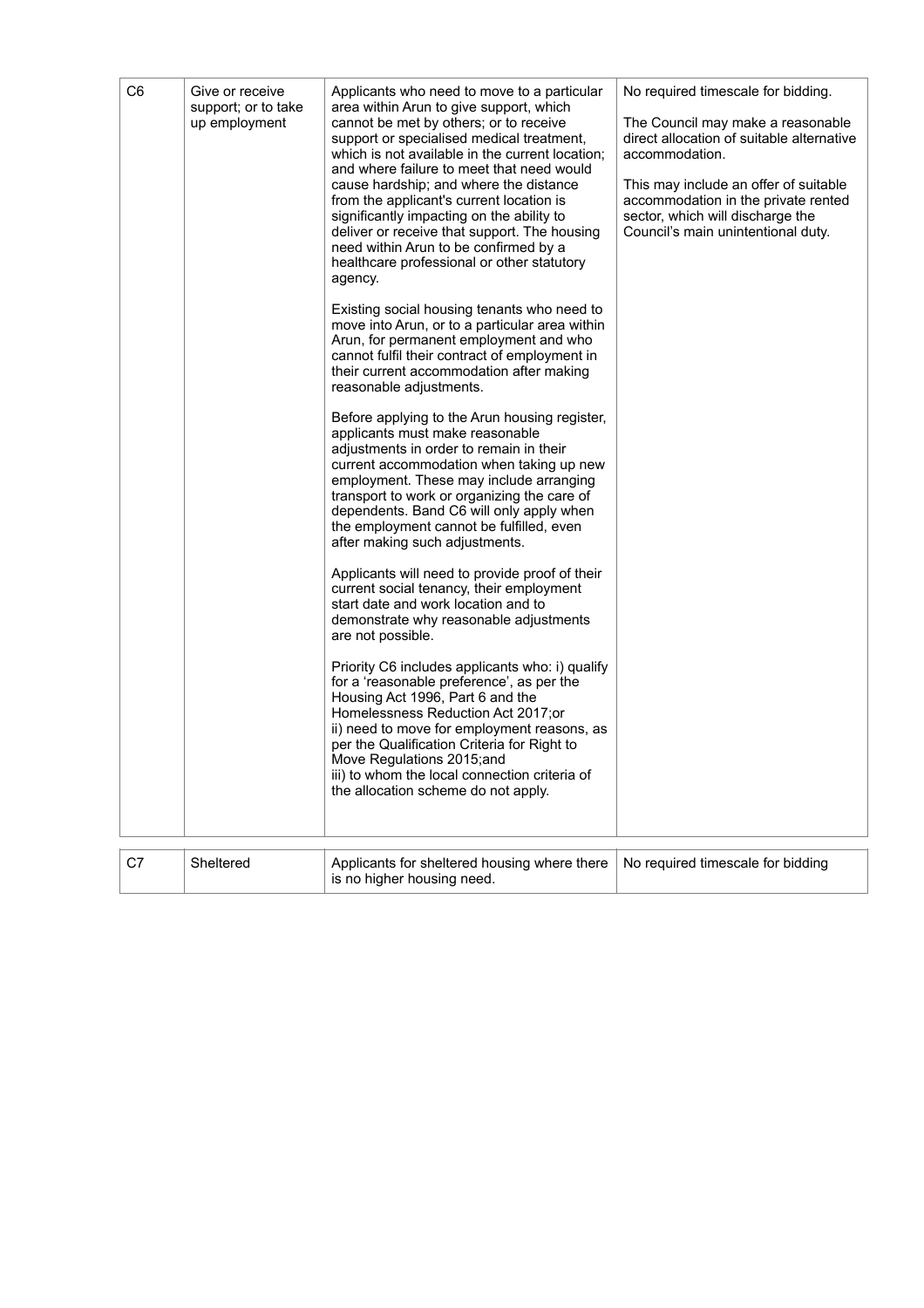| | | | |
|---|---|---|---|
| C6 | Give or receive support; or to take up employment | Applicants who need to move to a particular area within Arun to give support, which cannot be met by others; or to receive support or specialised medical treatment, which is not available in the current location; and where failure to meet that need would cause hardship; and where the distance from the applicant's current location is significantly impacting on the ability to deliver or receive that support. The housing need within Arun to be confirmed by a healthcare professional or other statutory agency.<br><br>Existing social housing tenants who need to move into Arun, or to a particular area within Arun, for permanent employment and who cannot fulfil their contract of employment in their current accommodation after making reasonable adjustments.<br><br>Before applying to the Arun housing register, applicants must make reasonable adjustments in order to remain in their current accommodation when taking up new employment. These may include arranging transport to work or organizing the care of dependents. Band C6 will only apply when the employment cannot be fulfilled, even after making such adjustments.<br><br>Applicants will need to provide proof of their current social tenancy, their employment start date and work location and to demonstrate why reasonable adjustments are not possible.<br><br>Priority C6 includes applicants who: i) qualify for a 'reasonable preference', as per the Housing Act 1996, Part 6 and the Homelessness Reduction Act 2017;or<br>ii) need to move for employment reasons, as per the Qualification Criteria for Right to Move Regulations 2015;and<br>iii) to whom the local connection criteria of the allocation scheme do not apply. | No required timescale for bidding.<br><br>The Council may make a reasonable direct allocation of suitable alternative accommodation.<br><br>This may include an offer of suitable accommodation in the private rented sector, which will discharge the Council's main unintentional duty. |
| C7 | Sheltered | Applicants for sheltered housing where there is no higher housing need. | No required timescale for bidding |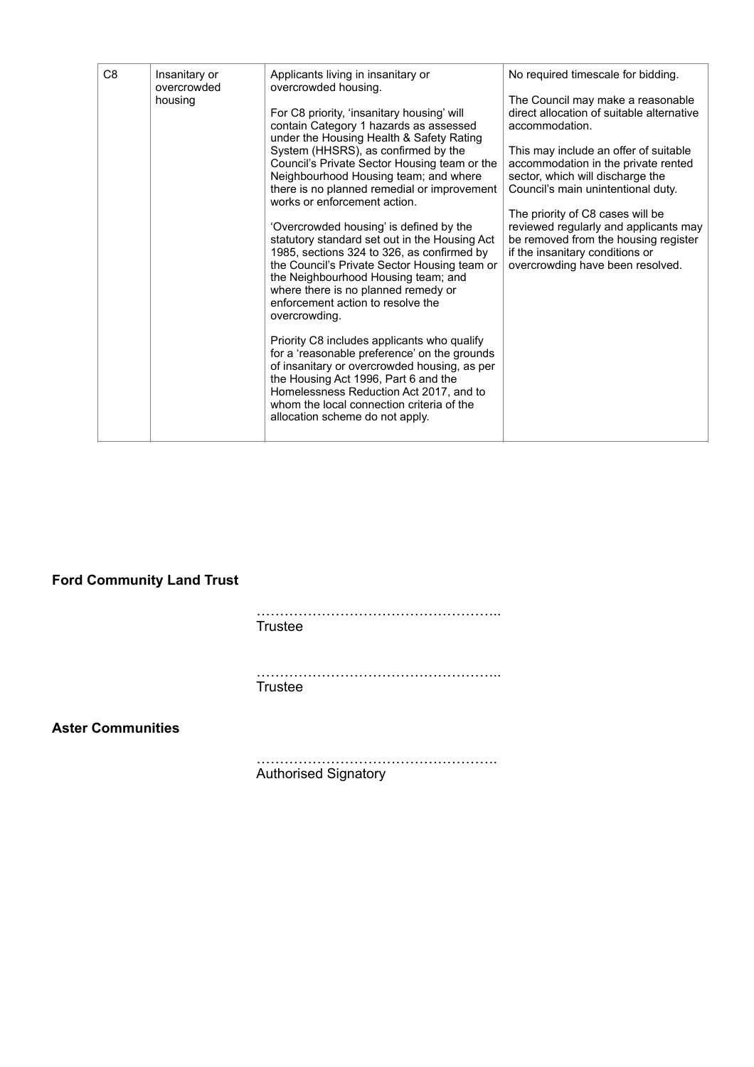| | | | |
|---|---|---|---|
| C8 | Insanitary or overcrowded housing | Applicants living in insanitary or overcrowded housing.<br><br>For C8 priority, 'insanitary housing' will contain Category 1 hazards as assessed under the Housing Health & Safety Rating System (HHSRS), as confirmed by the Council's Private Sector Housing team or the Neighbourhood Housing team; and where there is no planned remedial or improvement works or enforcement action.<br><br>'Overcrowded housing' is defined by the statutory standard set out in the Housing Act 1985, sections 324 to 326, as confirmed by the Council's Private Sector Housing team or the Neighbourhood Housing team; and where there is no planned remedy or enforcement action to resolve the overcrowding.<br><br>Priority C8 includes applicants who qualify for a 'reasonable preference' on the grounds of insanitary or overcrowded housing, as per the Housing Act 1996, Part 6 and the Homelessness Reduction Act 2017, and to whom the local connection criteria of the allocation scheme do not apply. | No required timescale for bidding.<br><br>The Council may make a reasonable direct allocation of suitable alternative accommodation.<br><br>This may include an offer of suitable accommodation in the private rented sector, which will discharge the Council's main unintentional duty.<br><br>The priority of C8 cases will be reviewed regularly and applicants may be removed from the housing register if the insanitary conditions or overcrowding have been resolved. |

**Ford Community Land Trust**

……………………………………………..
Trustee

……………………………………………..
Trustee

**Aster Communities**

…………………………………………….
Authorised Signatory